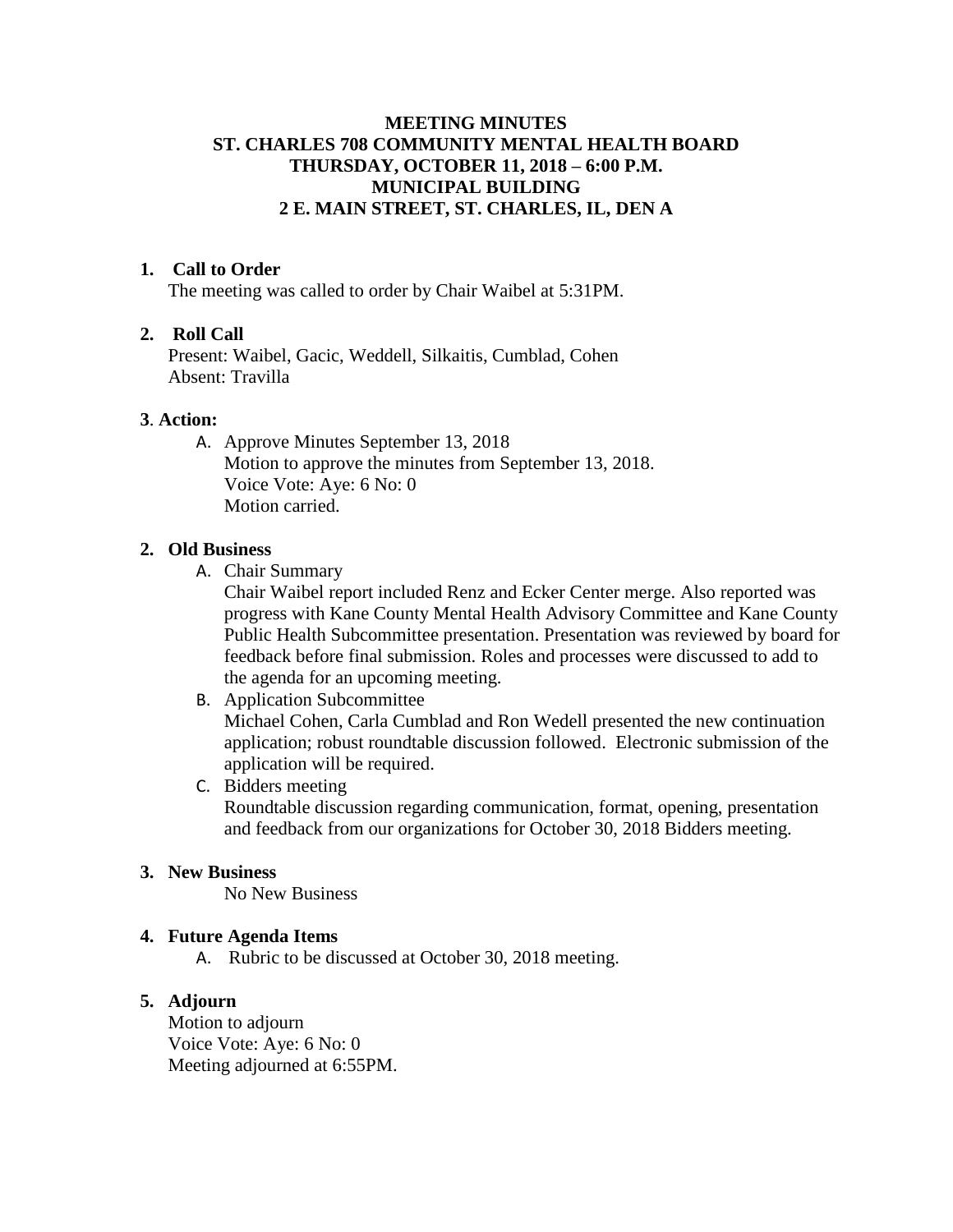# MEETING MINUTES
# ST. CHARLES 708 COMMUNITY MENTAL HEALTH BOARD
# THURSDAY, OCTOBER 11, 2018 – 6:00 P.M.
# MUNICIPAL BUILDING
# 2 E. MAIN STREET, ST. CHARLES, IL, DEN A

**1. Call to Order**

The meeting was called to order by Chair Waibel at 5:31PM.

**2. Roll Call**

Present: Waibel, Gacic, Weddell, Silkaitis, Cumblad, Cohen
Absent: Travilla

**3. Action:**

A. Approve Minutes September 13, 2018
Motion to approve the minutes from September 13, 2018.
Voice Vote: Aye: 6 No: 0
Motion carried.

**2. Old Business**

A. Chair Summary
Chair Waibel report included Renz and Ecker Center merge. Also reported was progress with Kane County Mental Health Advisory Committee and Kane County Public Health Subcommittee presentation. Presentation was reviewed by board for feedback before final submission. Roles and processes were discussed to add to the agenda for an upcoming meeting.

B. Application Subcommittee
Michael Cohen, Carla Cumblad and Ron Wedell presented the new continuation application; robust roundtable discussion followed. Electronic submission of the application will be required.

C. Bidders meeting
Roundtable discussion regarding communication, format, opening, presentation and feedback from our organizations for October 30, 2018 Bidders meeting.

**3. New Business**

No New Business

**4. Future Agenda Items**

A. Rubric to be discussed at October 30, 2018 meeting.

**5. Adjourn**

Motion to adjourn
Voice Vote: Aye: 6 No: 0
Meeting adjourned at 6:55PM.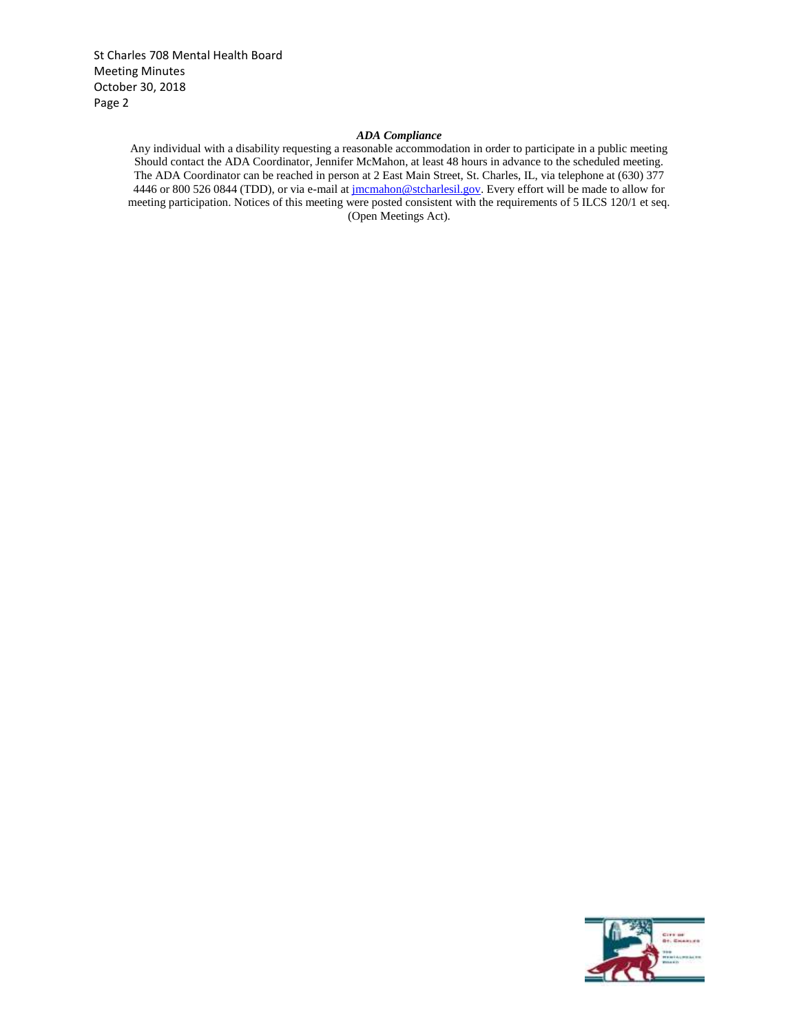***ADA Compliance***

Any individual with a disability requesting a reasonable accommodation in order to participate in a public meeting Should contact the ADA Coordinator, Jennifer McMahon, at least 48 hours in advance to the scheduled meeting. The ADA Coordinator can be reached in person at 2 East Main Street, St. Charles, IL, via telephone at (630) 377 4446 or 800 526 0844 (TDD), or via e-mail at jmcmahon@stcharlesil.gov. Every effort will be made to allow for meeting participation. Notices of this meeting were posted consistent with the requirements of 5 ILCS 120/1 et seq. (Open Meetings Act).